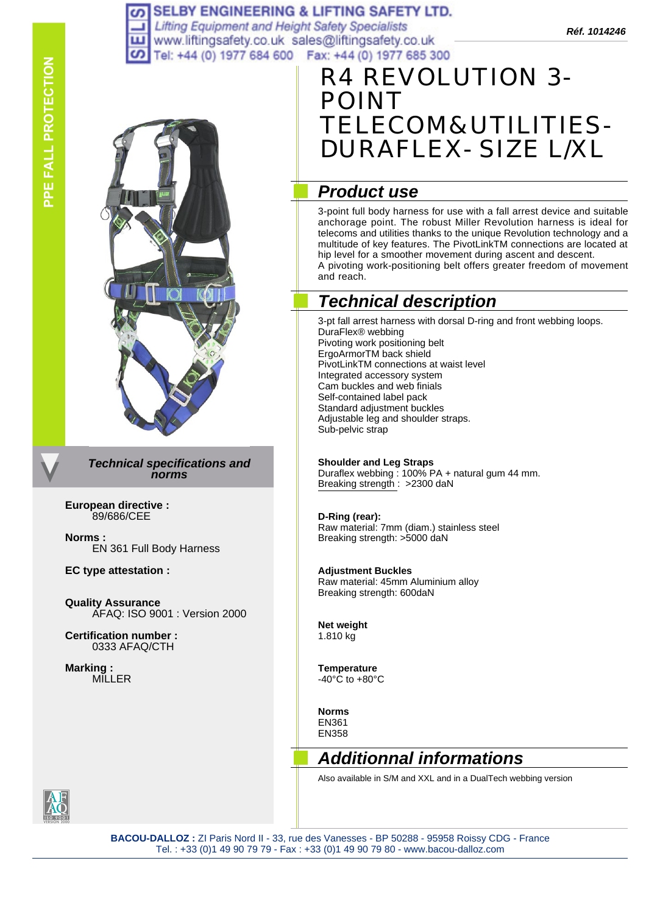SELBY ENGINEERING & LIFTING SAFETY LTD.
*Lifting Equipment and Height Safety Specialists*
www.liftingsafety.co.uk sales@liftingsafety.co.uk
Tel: +44 (0) 1977 684 600 Fax: +44 (0) 1977 685 300

***Réf. 1014246***

PPE FALL PROTECTION

# R4 REVOLUTION 3-POINT TELECOM&UTILITIES-DURAFLEX- SIZE L/XL

## *Product use*

3-point full body harness for use with a fall arrest device and suitable anchorage point. The robust Miller Revolution harness is ideal for telecoms and utilities thanks to the unique Revolution technology and a multitude of key features. The PivotLinkTM connections are located at hip level for a smoother movement during ascent and descent.
A pivoting work-positioning belt offers greater freedom of movement and reach.

## *Technical description*

3-pt fall arrest harness with dorsal D-ring and front webbing loops.
DuraFlex® webbing
Pivoting work positioning belt
ErgoArmorTM back shield
PivotLinkTM connections at waist level
Integrated accessory system
Cam buckles and web finials
Self-contained label pack
Standard adjustment buckles
Adjustable leg and shoulder straps.
Sub-pelvic strap

**Shoulder and Leg Straps**
Duraflex webbing : 100% PA + natural gum 44 mm.
Breaking strength : >2300 daN

**D-Ring (rear):**
Raw material: 7mm (diam.) stainless steel
Breaking strength: >5000 daN

**Adjustment Buckles**
Raw material: 45mm Aluminium alloy
Breaking strength: 600daN

**Net weight**
1.810 kg

**Temperature**
-40°C to +80°C

**Norms**
EN361
EN358

## *Technical specifications and norms*

**European directive :**
89/686/CEE

**Norms :**
EN 361 Full Body Harness

**EC type attestation :**

**Quality Assurance**
AFAQ: ISO 9001 : Version 2000

**Certification number :**
0333 AFAQ/CTH

**Marking :**
MILLER

## *Additionnal informations*

Also available in S/M and XXL and in a DualTech webbing version

**BACOU-DALLOZ :** ZI Paris Nord II - 33, rue des Vanesses - BP 50288 - 95958 Roissy CDG - France
Tel. : +33 (0)1 49 90 79 79 - Fax : +33 (0)1 49 90 79 80 - www.bacou-dalloz.com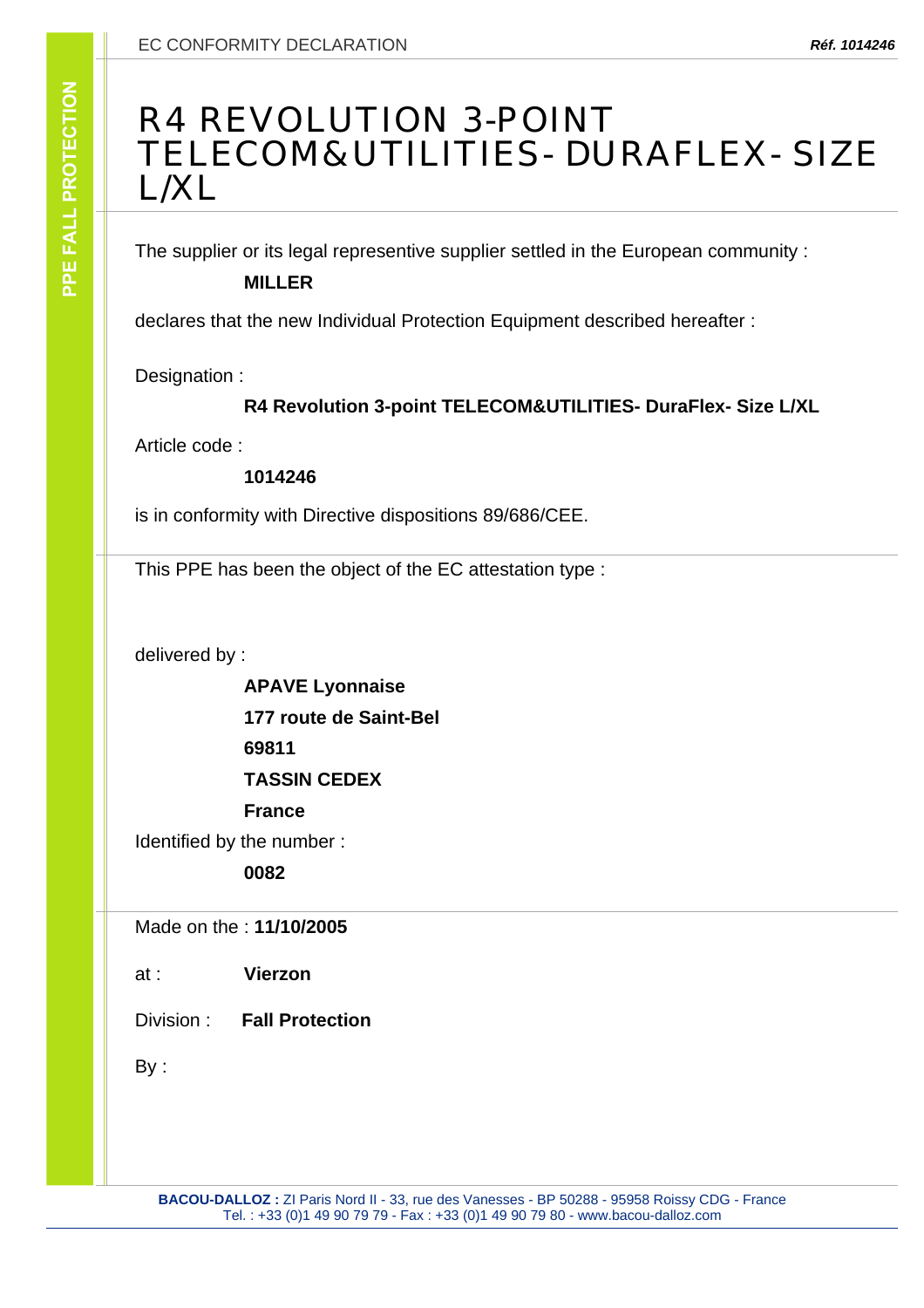# R4 REVOLUTION 3-POINT TELECOM&UTILITIES- DURAFLEX- SIZE L/XL

The supplier or its legal representive supplier settled in the European community :

**MILLER**

declares that the new Individual Protection Equipment described hereafter :

Designation :

**R4 Revolution 3-point TELECOM&UTILITIES- DuraFlex- Size L/XL**

Article code :

**1014246**

is in conformity with Directive dispositions 89/686/CEE.

This PPE has been the object of the EC attestation type :

delivered by :

**APAVE Lyonnaise**
**177 route de Saint-Bel**
**69811**
**TASSIN CEDEX**
**France**

Identified by the number :

**0082**

Made on the : **11/10/2005**

at : **Vierzon**

Division : **Fall Protection**

By :